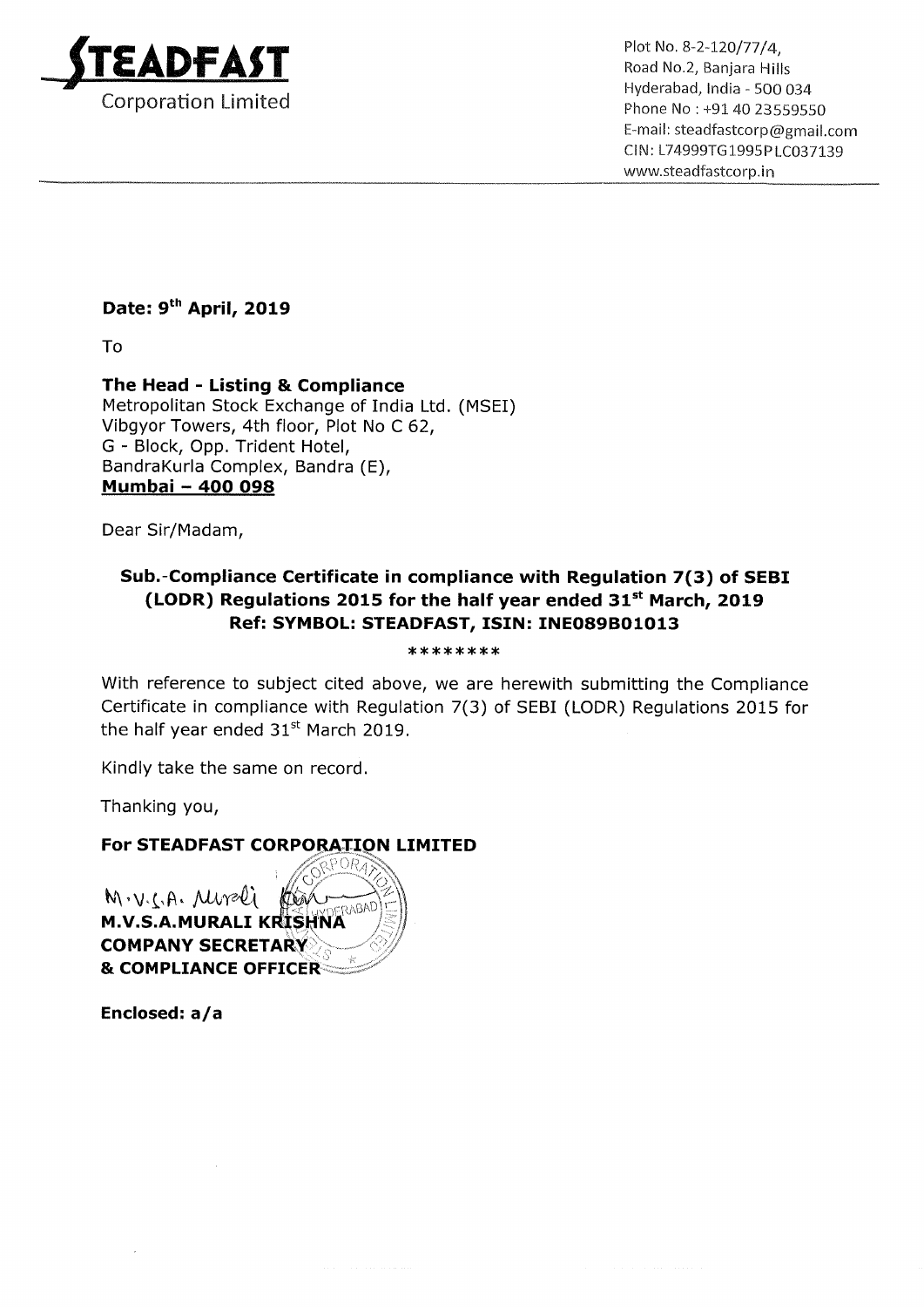**STEADFAST**
Corporation Limited

Plot No. 8-2-120/77/4,
Road No.2, Banjara Hills
Hyderabad, India - 500 034
Phone No : +91 40 23559550
E-mail: steadfastcorp@gmail.com
CIN: L74999TG1995PLC037139
www.steadfastcorp.in

**Date: 9th April, 2019**

To

**The Head - Listing & Compliance**
Metropolitan Stock Exchange of India Ltd. (MSEI)
Vibgyor Towers, 4th floor, Plot No C 62,
G - Block, Opp. Trident Hotel,
BandraKurla Complex, Bandra (E),
**Mumbai – 400 098**

Dear Sir/Madam,

**Sub.-Compliance Certificate in compliance with Regulation 7(3) of SEBI (LODR) Regulations 2015 for the half year ended 31st March, 2019**
**Ref: SYMBOL: STEADFAST, ISIN: INE089B01013**

********

With reference to subject cited above, we are herewith submitting the Compliance Certificate in compliance with Regulation 7(3) of SEBI (LODR) Regulations 2015 for the half year ended 31st March 2019.

Kindly take the same on record.

Thanking you,

**For STEADFAST CORPORATION LIMITED**

M.V.S.A. Murali

**M.V.S.A.MURALI KRISHNA**
**COMPANY SECRETARY**
**& COMPLIANCE OFFICER**

**Enclosed: a/a**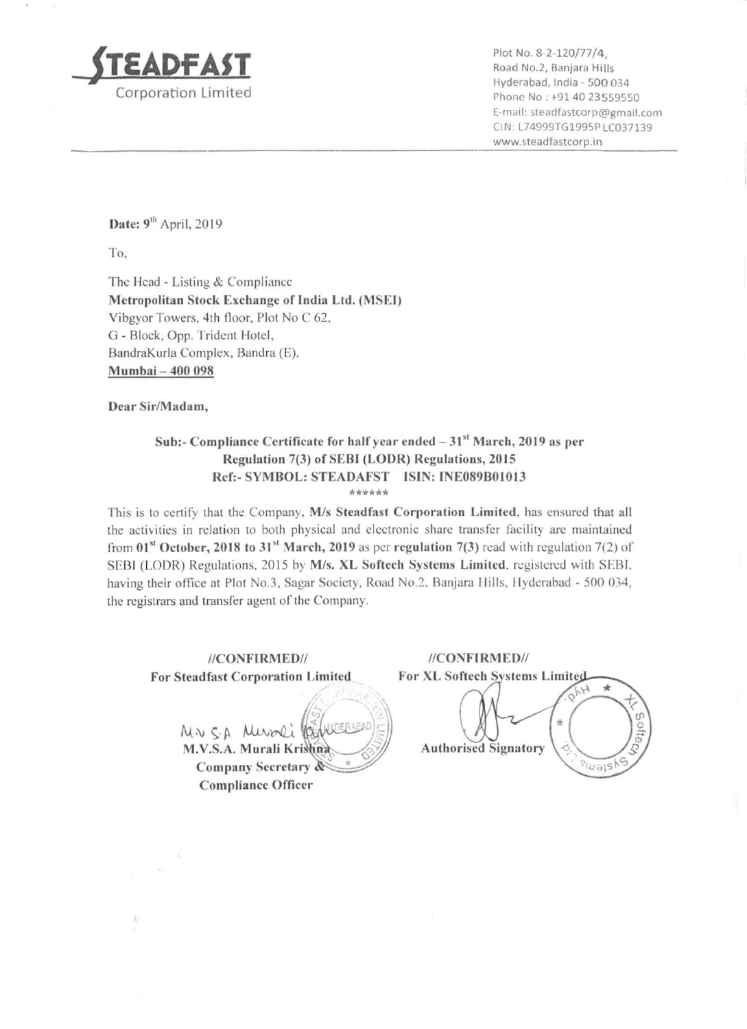**STEADFAST**
Corporation Limited

Plot No. 8-2-120/77/4,
Road No.2, Banjara Hills
Hyderabad, India - 500 034
Phone No : +91 40 23559550
E-mail: steadfastcorp@gmail.com
CIN: L74999TG1995PLC037139
www.steadfastcorp.in

**Date:** 9th April, 2019

To,

The Head - Listing & Compliance
**Metropolitan Stock Exchange of India Ltd. (MSEI)**
Vibgyor Towers, 4th floor, Plot No C 62,
G - Block, Opp. Trident Hotel,
BandraKurla Complex, Bandra (E),
**Mumbai – 400 098**

**Dear Sir/Madam,**

**Sub:- Compliance Certificate for half year ended – 31st March, 2019 as per Regulation 7(3) of SEBI (LODR) Regulations, 2015**
**Ref:- SYMBOL: STEADAFST ISIN: INE089B01013**

******

This is to certify that the Company, **M/s Steadfast Corporation Limited**, has ensured that all the activities in relation to both physical and electronic share transfer facility are maintained from **01st October, 2018 to 31st March, 2019** as per **regulation 7(3)** read with regulation 7(2) of SEBI (LODR) Regulations, 2015 by **M/s. XL Softech Systems Limited**, registered with SEBI, having their office at Plot No.3, Sagar Society, Road No.2, Banjara Hills, Hyderabad - 500 034, the registrars and transfer agent of the Company.

**//CONFIRMED//**
**For Steadfast Corporation Limited**

**M.V.S.A. Murali Krishna**
**Company Secretary & Compliance Officer**

**//CONFIRMED//**
**For XL Softech Systems Limited**

**Authorised Signatory**